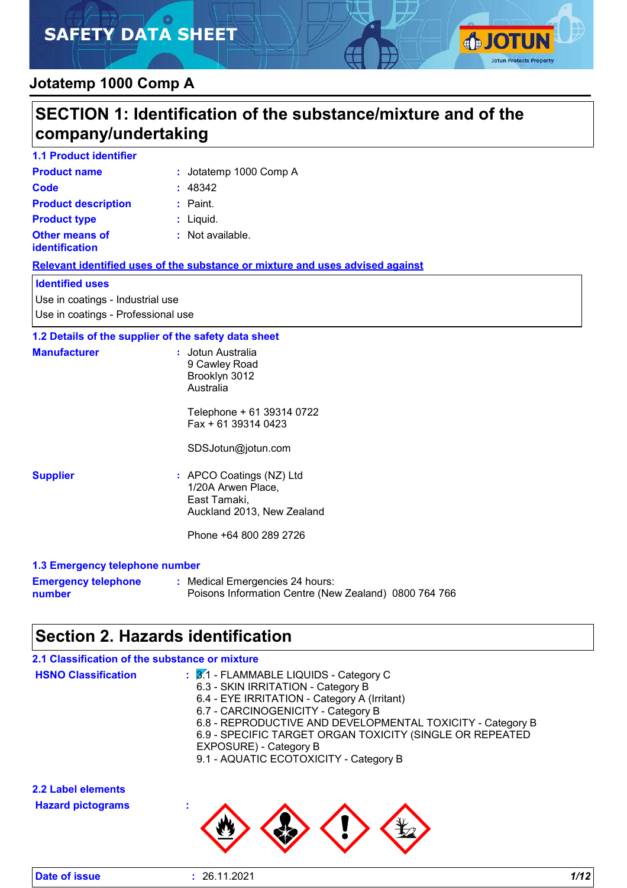# SAFETY DATA SHEET

## Jotatemp 1000 Comp A

## SECTION 1: Identification of the substance/mixture and of the company/undertaking

### 1.1 Product identifier

**Product name** : Jotatemp 1000 Comp A

**Code** : 48342

**Product description** : Paint.

**Product type** : Liquid.

**Other means of identification** : Not available.

**Relevant identified uses of the substance or mixture and uses advised against**

**Identified uses**

Use in coatings - Industrial use
Use in coatings - Professional use

### 1.2 Details of the supplier of the safety data sheet

**Manufacturer** : Jotun Australia
9 Cawley Road
Brooklyn 3012
Australia

Telephone + 61 39314 0722
Fax + 61 39314 0423

SDSJotun@jotun.com

**Supplier** : APCO Coatings (NZ) Ltd
1/20A Arwen Place,
East Tamaki,
Auckland 2013, New Zealand

Phone +64 800 289 2726

### 1.3 Emergency telephone number

**Emergency telephone number** : Medical Emergencies 24 hours:
Poisons Information Centre (New Zealand) 0800 764 766

## Section 2. Hazards identification

### 2.1 Classification of the substance or mixture

**HSNO Classification** :
3.1 - FLAMMABLE LIQUIDS - Category C
6.3 - SKIN IRRITATION - Category B
6.4 - EYE IRRITATION - Category A (Irritant)
6.7 - CARCINOGENICITY - Category B
6.8 - REPRODUCTIVE AND DEVELOPMENTAL TOXICITY - Category B
6.9 - SPECIFIC TARGET ORGAN TOXICITY (SINGLE OR REPEATED EXPOSURE) - Category B
9.1 - AQUATIC ECOTOXICITY - Category B

### 2.2 Label elements

**Hazard pictograms** :

**Date of issue** : 26.11.2021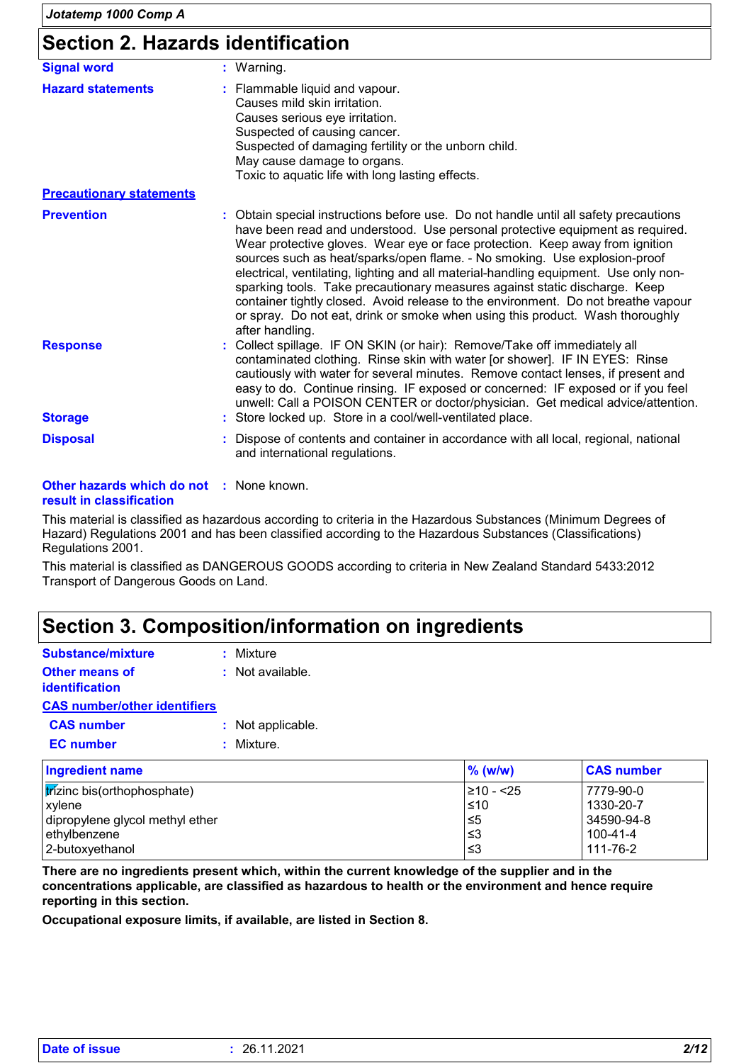## Section 2. Hazards identification

**Signal word** : Warning.

**Hazard statements** : Flammable liquid and vapour.
Causes mild skin irritation.
Causes serious eye irritation.
Suspected of causing cancer.
Suspected of damaging fertility or the unborn child.
May cause damage to organs.
Toxic to aquatic life with long lasting effects.

**Precautionary statements**

**Prevention** : Obtain special instructions before use. Do not handle until all safety precautions have been read and understood. Use personal protective equipment as required. Wear protective gloves. Wear eye or face protection. Keep away from ignition sources such as heat/sparks/open flame. - No smoking. Use explosion-proof electrical, ventilating, lighting and all material-handling equipment. Use only non-sparking tools. Take precautionary measures against static discharge. Keep container tightly closed. Avoid release to the environment. Do not breathe vapour or spray. Do not eat, drink or smoke when using this product. Wash thoroughly after handling.

**Response** : Collect spillage. IF ON SKIN (or hair): Remove/Take off immediately all contaminated clothing. Rinse skin with water [or shower]. IF IN EYES: Rinse cautiously with water for several minutes. Remove contact lenses, if present and easy to do. Continue rinsing. IF exposed or concerned: IF exposed or if you feel unwell: Call a POISON CENTER or doctor/physician. Get medical advice/attention.

**Storage** : Store locked up. Store in a cool/well-ventilated place.

**Disposal** : Dispose of contents and container in accordance with all local, regional, national and international regulations.

**Other hazards which do not result in classification** : None known.

This material is classified as hazardous according to criteria in the Hazardous Substances (Minimum Degrees of Hazard) Regulations 2001 and has been classified according to the Hazardous Substances (Classifications) Regulations 2001.

This material is classified as DANGEROUS GOODS according to criteria in New Zealand Standard 5433:2012 Transport of Dangerous Goods on Land.

## Section 3. Composition/information on ingredients

**Substance/mixture** : Mixture

**Other means of identification** : Not available.

**CAS number/other identifiers**

**CAS number** : Not applicable.

**EC number** : Mixture.

| Ingredient name | % (w/w) | CAS number |
|---|---|---|
| trizinc bis(orthophosphate) | ≥10 - <25 | 7779-90-0 |
| xylene | ≤10 | 1330-20-7 |
| dipropylene glycol methyl ether | ≤5 | 34590-94-8 |
| ethylbenzene | ≤3 | 100-41-4 |
| 2-butoxyethanol | ≤3 | 111-76-2 |

**There are no ingredients present which, within the current knowledge of the supplier and in the concentrations applicable, are classified as hazardous to health or the environment and hence require reporting in this section.**

**Occupational exposure limits, if available, are listed in Section 8.**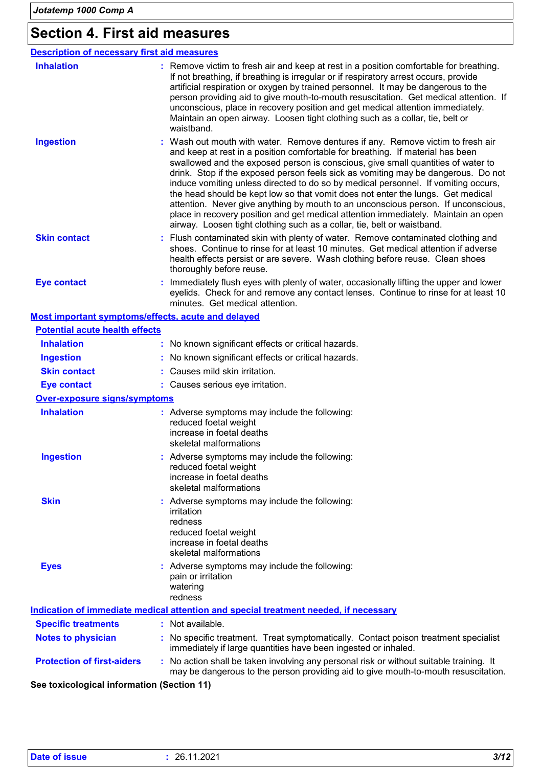## Section 4. First aid measures

### Description of necessary first aid measures

**Inhalation** : Remove victim to fresh air and keep at rest in a position comfortable for breathing. If not breathing, if breathing is irregular or if respiratory arrest occurs, provide artificial respiration or oxygen by trained personnel. It may be dangerous to the person providing aid to give mouth-to-mouth resuscitation. Get medical attention. If unconscious, place in recovery position and get medical attention immediately. Maintain an open airway. Loosen tight clothing such as a collar, tie, belt or waistband.

**Ingestion** : Wash out mouth with water. Remove dentures if any. Remove victim to fresh air and keep at rest in a position comfortable for breathing. If material has been swallowed and the exposed person is conscious, give small quantities of water to drink. Stop if the exposed person feels sick as vomiting may be dangerous. Do not induce vomiting unless directed to do so by medical personnel. If vomiting occurs, the head should be kept low so that vomit does not enter the lungs. Get medical attention. Never give anything by mouth to an unconscious person. If unconscious, place in recovery position and get medical attention immediately. Maintain an open airway. Loosen tight clothing such as a collar, tie, belt or waistband.

**Skin contact** : Flush contaminated skin with plenty of water. Remove contaminated clothing and shoes. Continue to rinse for at least 10 minutes. Get medical attention if adverse health effects persist or are severe. Wash clothing before reuse. Clean shoes thoroughly before reuse.

**Eye contact** : Immediately flush eyes with plenty of water, occasionally lifting the upper and lower eyelids. Check for and remove any contact lenses. Continue to rinse for at least 10 minutes. Get medical attention.

### Most important symptoms/effects, acute and delayed

#### Potential acute health effects

**Inhalation** : No known significant effects or critical hazards.

**Ingestion** : No known significant effects or critical hazards.

**Skin contact** : Causes mild skin irritation.

**Eye contact** : Causes serious eye irritation.

#### Over-exposure signs/symptoms

**Inhalation** : Adverse symptoms may include the following:
reduced foetal weight
increase in foetal deaths
skeletal malformations

**Ingestion** : Adverse symptoms may include the following:
reduced foetal weight
increase in foetal deaths
skeletal malformations

**Skin** : Adverse symptoms may include the following:
irritation
redness
reduced foetal weight
increase in foetal deaths
skeletal malformations

**Eyes** : Adverse symptoms may include the following:
pain or irritation
watering
redness

### Indication of immediate medical attention and special treatment needed, if necessary

**Specific treatments** : Not available.

**Notes to physician** : No specific treatment. Treat symptomatically. Contact poison treatment specialist immediately if large quantities have been ingested or inhaled.

**Protection of first-aiders** : No action shall be taken involving any personal risk or without suitable training. It may be dangerous to the person providing aid to give mouth-to-mouth resuscitation.

**See toxicological information (Section 11)**

**Date of issue** : 26.11.2021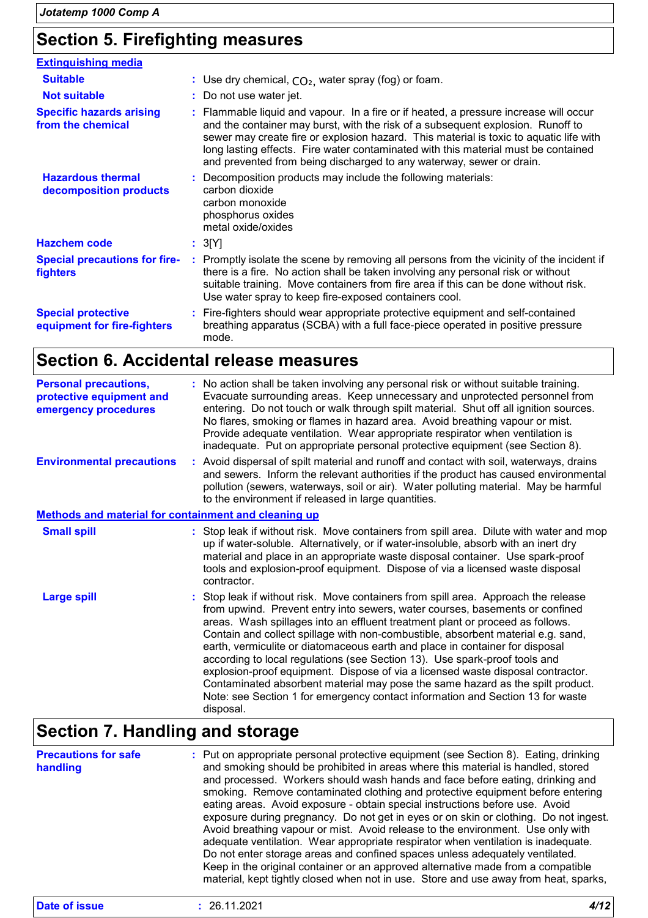## Section 5. Firefighting measures

**Extinguishing media**

| | |
|---|---|
| **Suitable** | Use dry chemical, $CO_2$, water spray (fog) or foam. |
| **Not suitable** | Do not use water jet. |
| **Specific hazards arising from the chemical** | Flammable liquid and vapour. In a fire or if heated, a pressure increase will occur and the container may burst, with the risk of a subsequent explosion. Runoff to sewer may create fire or explosion hazard. This material is toxic to aquatic life with long lasting effects. Fire water contaminated with this material must be contained and prevented from being discharged to any waterway, sewer or drain. |
| **Hazardous thermal decomposition products** | Decomposition products may include the following materials:<br>carbon dioxide<br>carbon monoxide<br>phosphorus oxides<br>metal oxide/oxides |
| **Hazchem code** | 3[Y] |
| **Special precautions for fire-fighters** | Promptly isolate the scene by removing all persons from the vicinity of the incident if there is a fire. No action shall be taken involving any personal risk or without suitable training. Move containers from fire area if this can be done without risk. Use water spray to keep fire-exposed containers cool. |
| **Special protective equipment for fire-fighters** | Fire-fighters should wear appropriate protective equipment and self-contained breathing apparatus (SCBA) with a full face-piece operated in positive pressure mode. |

## Section 6. Accidental release measures

| | |
|---|---|
| **Personal precautions, protective equipment and emergency procedures** | No action shall be taken involving any personal risk or without suitable training. Evacuate surrounding areas. Keep unnecessary and unprotected personnel from entering. Do not touch or walk through spilt material. Shut off all ignition sources. No flares, smoking or flames in hazard area. Avoid breathing vapour or mist. Provide adequate ventilation. Wear appropriate respirator when ventilation is inadequate. Put on appropriate personal protective equipment (see Section 8). |
| **Environmental precautions** | Avoid dispersal of spilt material and runoff and contact with soil, waterways, drains and sewers. Inform the relevant authorities if the product has caused environmental pollution (sewers, waterways, soil or air). Water polluting material. May be harmful to the environment if released in large quantities. |

**Methods and material for containment and cleaning up**

| | |
|---|---|
| **Small spill** | Stop leak if without risk. Move containers from spill area. Dilute with water and mop up if water-soluble. Alternatively, or if water-insoluble, absorb with an inert dry material and place in an appropriate waste disposal container. Use spark-proof tools and explosion-proof equipment. Dispose of via a licensed waste disposal contractor. |
| **Large spill** | Stop leak if without risk. Move containers from spill area. Approach the release from upwind. Prevent entry into sewers, water courses, basements or confined areas. Wash spillages into an effluent treatment plant or proceed as follows. Contain and collect spillage with non-combustible, absorbent material e.g. sand, earth, vermiculite or diatomaceous earth and place in container for disposal according to local regulations (see Section 13). Use spark-proof tools and explosion-proof equipment. Dispose of via a licensed waste disposal contractor. Contaminated absorbent material may pose the same hazard as the spilt product. Note: see Section 1 for emergency contact information and Section 13 for waste disposal. |

## Section 7. Handling and storage

| | |
|---|---|
| **Precautions for safe handling** | Put on appropriate personal protective equipment (see Section 8). Eating, drinking and smoking should be prohibited in areas where this material is handled, stored and processed. Workers should wash hands and face before eating, drinking and smoking. Remove contaminated clothing and protective equipment before entering eating areas. Avoid exposure - obtain special instructions before use. Avoid exposure during pregnancy. Do not get in eyes or on skin or clothing. Do not ingest. Avoid breathing vapour or mist. Avoid release to the environment. Use only with adequate ventilation. Wear appropriate respirator when ventilation is inadequate. Do not enter storage areas and confined spaces unless adequately ventilated. Keep in the original container or an approved alternative made from a compatible material, kept tightly closed when not in use. Store and use away from heat, sparks, |

**Date of issue** : 26.11.2021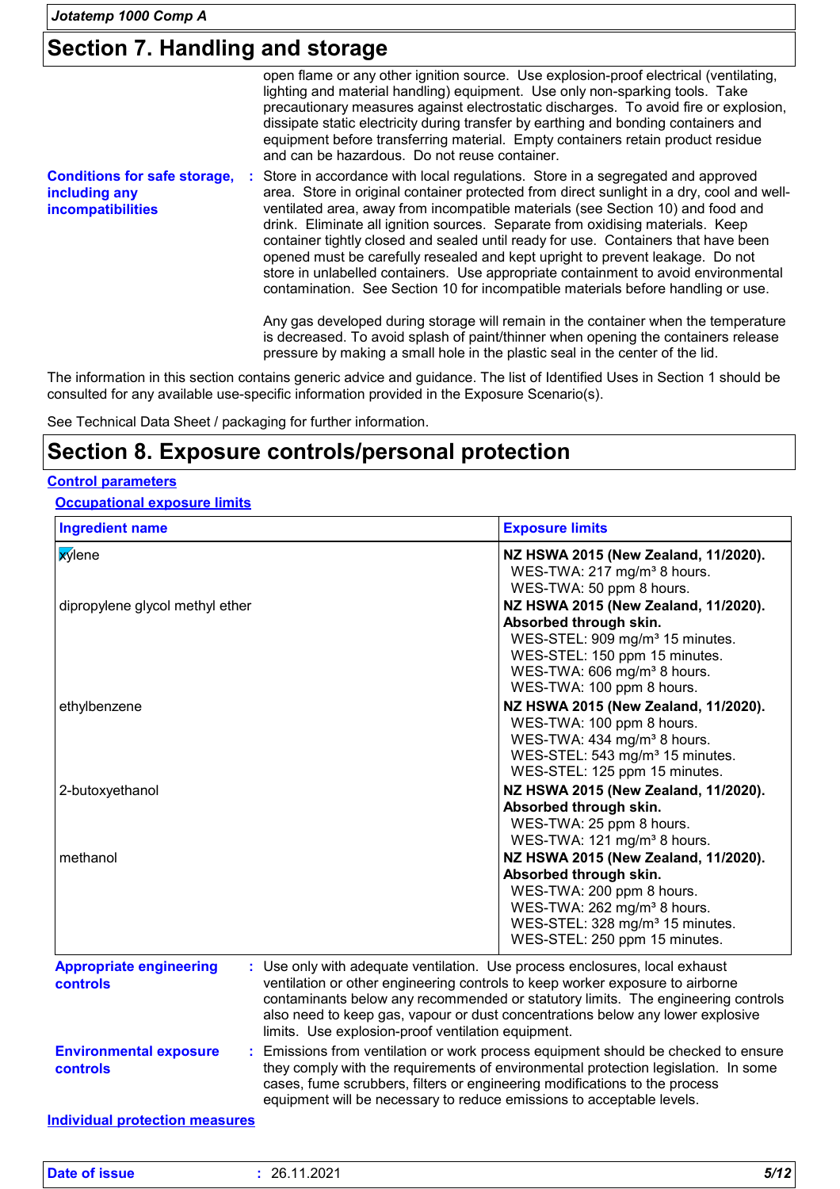## Section 7. Handling and storage

open flame or any other ignition source. Use explosion-proof electrical (ventilating, lighting and material handling) equipment. Use only non-sparking tools. Take precautionary measures against electrostatic discharges. To avoid fire or explosion, dissipate static electricity during transfer by earthing and bonding containers and equipment before transferring material. Empty containers retain product residue and can be hazardous. Do not reuse container.

**Conditions for safe storage, including any incompatibilities** : Store in accordance with local regulations. Store in a segregated and approved area. Store in original container protected from direct sunlight in a dry, cool and well-ventilated area, away from incompatible materials (see Section 10) and food and drink. Eliminate all ignition sources. Separate from oxidising materials. Keep container tightly closed and sealed until ready for use. Containers that have been opened must be carefully resealed and kept upright to prevent leakage. Do not store in unlabelled containers. Use appropriate containment to avoid environmental contamination. See Section 10 for incompatible materials before handling or use.

Any gas developed during storage will remain in the container when the temperature is decreased. To avoid splash of paint/thinner when opening the containers release pressure by making a small hole in the plastic seal in the center of the lid.

The information in this section contains generic advice and guidance. The list of Identified Uses in Section 1 should be consulted for any available use-specific information provided in the Exposure Scenario(s).

See Technical Data Sheet / packaging for further information.

## Section 8. Exposure controls/personal protection

### Control parameters

#### Occupational exposure limits

| Ingredient name | Exposure limits |
|---|---|
| xylene | **NZ HSWA 2015 (New Zealand, 11/2020).**<br>WES-TWA: 217 mg/m³ 8 hours.<br>WES-TWA: 50 ppm 8 hours. |
| dipropylene glycol methyl ether | **NZ HSWA 2015 (New Zealand, 11/2020). Absorbed through skin.**<br>WES-STEL: 909 mg/m³ 15 minutes.<br>WES-STEL: 150 ppm 15 minutes.<br>WES-TWA: 606 mg/m³ 8 hours.<br>WES-TWA: 100 ppm 8 hours. |
| ethylbenzene | **NZ HSWA 2015 (New Zealand, 11/2020).**<br>WES-TWA: 100 ppm 8 hours.<br>WES-TWA: 434 mg/m³ 8 hours.<br>WES-STEL: 543 mg/m³ 15 minutes.<br>WES-STEL: 125 ppm 15 minutes. |
| 2-butoxyethanol | **NZ HSWA 2015 (New Zealand, 11/2020). Absorbed through skin.**<br>WES-TWA: 25 ppm 8 hours.<br>WES-TWA: 121 mg/m³ 8 hours. |
| methanol | **NZ HSWA 2015 (New Zealand, 11/2020). Absorbed through skin.**<br>WES-TWA: 200 ppm 8 hours.<br>WES-TWA: 262 mg/m³ 8 hours.<br>WES-STEL: 328 mg/m³ 15 minutes.<br>WES-STEL: 250 ppm 15 minutes. |

**Appropriate engineering controls** : Use only with adequate ventilation. Use process enclosures, local exhaust ventilation or other engineering controls to keep worker exposure to airborne contaminants below any recommended or statutory limits. The engineering controls also need to keep gas, vapour or dust concentrations below any lower explosive limits. Use explosion-proof ventilation equipment.

**Environmental exposure controls** : Emissions from ventilation or work process equipment should be checked to ensure they comply with the requirements of environmental protection legislation. In some cases, fume scrubbers, filters or engineering modifications to the process equipment will be necessary to reduce emissions to acceptable levels.

### Individual protection measures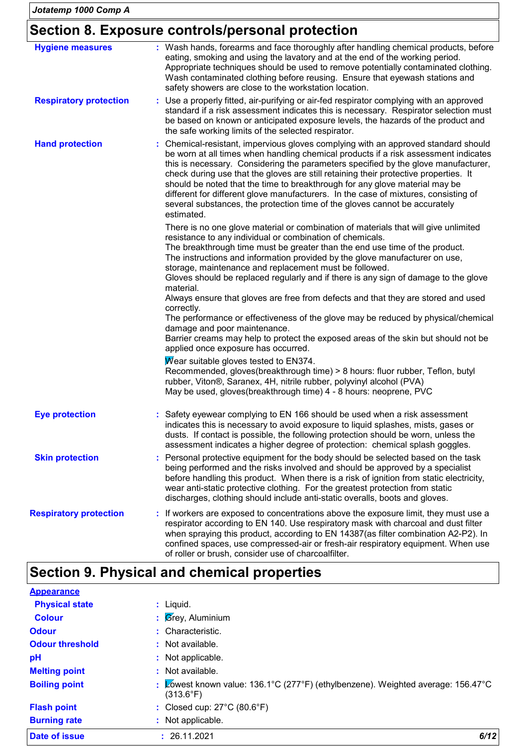## Section 8. Exposure controls/personal protection

**Hygiene measures** : Wash hands, forearms and face thoroughly after handling chemical products, before eating, smoking and using the lavatory and at the end of the working period. Appropriate techniques should be used to remove potentially contaminated clothing. Wash contaminated clothing before reusing. Ensure that eyewash stations and safety showers are close to the workstation location.

**Respiratory protection** : Use a properly fitted, air-purifying or air-fed respirator complying with an approved standard if a risk assessment indicates this is necessary. Respirator selection must be based on known or anticipated exposure levels, the hazards of the product and the safe working limits of the selected respirator.

**Hand protection** : Chemical-resistant, impervious gloves complying with an approved standard should be worn at all times when handling chemical products if a risk assessment indicates this is necessary. Considering the parameters specified by the glove manufacturer, check during use that the gloves are still retaining their protective properties. It should be noted that the time to breakthrough for any glove material may be different for different glove manufacturers. In the case of mixtures, consisting of several substances, the protection time of the gloves cannot be accurately estimated.

There is no one glove material or combination of materials that will give unlimited resistance to any individual or combination of chemicals.
The breakthrough time must be greater than the end use time of the product.
The instructions and information provided by the glove manufacturer on use, storage, maintenance and replacement must be followed.
Gloves should be replaced regularly and if there is any sign of damage to the glove material.
Always ensure that gloves are free from defects and that they are stored and used correctly.
The performance or effectiveness of the glove may be reduced by physical/chemical damage and poor maintenance.
Barrier creams may help to protect the exposed areas of the skin but should not be applied once exposure has occurred.

Wear suitable gloves tested to EN374.
Recommended, gloves(breakthrough time) > 8 hours: fluor rubber, Teflon, butyl rubber, Viton®, Saranex, 4H, nitrile rubber, polyvinyl alcohol (PVA)
May be used, gloves(breakthrough time) 4 - 8 hours: neoprene, PVC

**Eye protection** : Safety eyewear complying to EN 166 should be used when a risk assessment indicates this is necessary to avoid exposure to liquid splashes, mists, gases or dusts. If contact is possible, the following protection should be worn, unless the assessment indicates a higher degree of protection: chemical splash goggles.

**Skin protection** : Personal protective equipment for the body should be selected based on the task being performed and the risks involved and should be approved by a specialist before handling this product. When there is a risk of ignition from static electricity, wear anti-static protective clothing. For the greatest protection from static discharges, clothing should include anti-static overalls, boots and gloves.

**Respiratory protection** : If workers are exposed to concentrations above the exposure limit, they must use a respirator according to EN 140. Use respiratory mask with charcoal and dust filter when spraying this product, according to EN 14387(as filter combination A2-P2). In confined spaces, use compressed-air or fresh-air respiratory equipment. When use of roller or brush, consider use of charcoalfilter.

## Section 9. Physical and chemical properties

**Appearance**

**Physical state** : Liquid.

**Colour** : Grey, Aluminium

**Odour** : Characteristic.

**Odour threshold** : Not available.

**pH** : Not applicable.

**Melting point** : Not available.

**Boiling point** : Lowest known value: 136.1°C (277°F) (ethylbenzene). Weighted average: 156.47°C (313.6°F)

**Flash point** : Closed cup: 27°C (80.6°F)

**Burning rate** : Not applicable.

**Date of issue** : 26.11.2021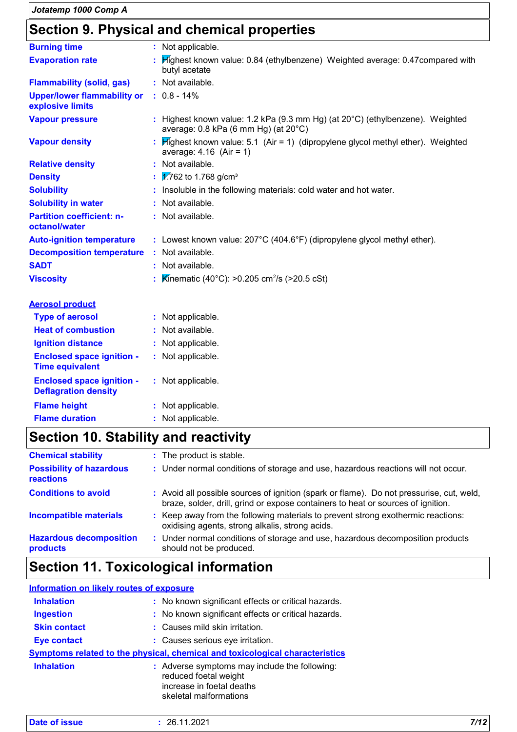## Section 9. Physical and chemical properties

| | |
|---|---|
| **Burning time** | Not applicable. |
| **Evaporation rate** | Highest known value: 0.84 (ethylbenzene) Weighted average: 0.47compared with butyl acetate |
| **Flammability (solid, gas)** | Not available. |
| **Upper/lower flammability or explosive limits** | 0.8 - 14% |
| **Vapour pressure** | Highest known value: 1.2 kPa (9.3 mm Hg) (at 20°C) (ethylbenzene). Weighted average: 0.8 kPa (6 mm Hg) (at 20°C) |
| **Vapour density** | Highest known value: 5.1 (Air = 1) (dipropylene glycol methyl ether). Weighted average: 4.16 (Air = 1) |
| **Relative density** | Not available. |
| **Density** | 1.762 to 1.768 g/cm³ |
| **Solubility** | Insoluble in the following materials: cold water and hot water. |
| **Solubility in water** | Not available. |
| **Partition coefficient: n-octanol/water** | Not available. |
| **Auto-ignition temperature** | Lowest known value: 207°C (404.6°F) (dipropylene glycol methyl ether). |
| **Decomposition temperature** | Not available. |
| **SADT** | Not available. |
| **Viscosity** | Kinematic (40°C): >0.205 $cm^2/s$ (>20.5 cSt) |

**Aerosol product**

| | |
|---|---|
| **Type of aerosol** | Not applicable. |
| **Heat of combustion** | Not available. |
| **Ignition distance** | Not applicable. |
| **Enclosed space ignition - Time equivalent** | Not applicable. |
| **Enclosed space ignition - Deflagration density** | Not applicable. |
| **Flame height** | Not applicable. |
| **Flame duration** | Not applicable. |

## Section 10. Stability and reactivity

| | |
|---|---|
| **Chemical stability** | The product is stable. |
| **Possibility of hazardous reactions** | Under normal conditions of storage and use, hazardous reactions will not occur. |
| **Conditions to avoid** | Avoid all possible sources of ignition (spark or flame). Do not pressurise, cut, weld, braze, solder, drill, grind or expose containers to heat or sources of ignition. |
| **Incompatible materials** | Keep away from the following materials to prevent strong exothermic reactions: oxidising agents, strong alkalis, strong acids. |
| **Hazardous decomposition products** | Under normal conditions of storage and use, hazardous decomposition products should not be produced. |

## Section 11. Toxicological information

**Information on likely routes of exposure**

| | |
|---|---|
| **Inhalation** | No known significant effects or critical hazards. |
| **Ingestion** | No known significant effects or critical hazards. |
| **Skin contact** | Causes mild skin irritation. |
| **Eye contact** | Causes serious eye irritation. |

**Symptoms related to the physical, chemical and toxicological characteristics**

| | |
|---|---|
| **Inhalation** | Adverse symptoms may include the following:<br>reduced foetal weight<br>increase in foetal deaths<br>skeletal malformations |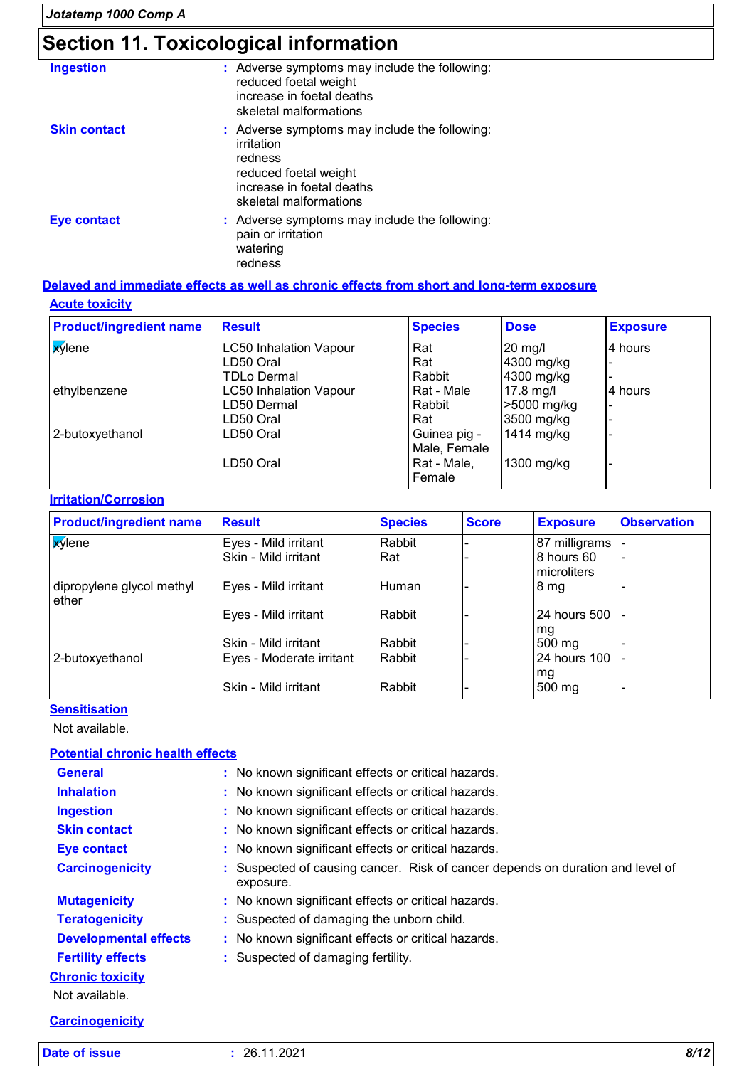## Section 11. Toxicological information

**Ingestion** : Adverse symptoms may include the following:
reduced foetal weight
increase in foetal deaths
skeletal malformations

**Skin contact** : Adverse symptoms may include the following:
irritation
redness
reduced foetal weight
increase in foetal deaths
skeletal malformations

**Eye contact** : Adverse symptoms may include the following:
pain or irritation
watering
redness

### Delayed and immediate effects as well as chronic effects from short and long-term exposure

#### Acute toxicity

| Product/ingredient name | Result | Species | Dose | Exposure |
|---|---|---|---|---|
| xylene | LC50 Inhalation Vapour | Rat | 20 mg/l | 4 hours |
| | LD50 Oral | Rat | 4300 mg/kg | - |
| | TDLo Dermal | Rabbit | 4300 mg/kg | - |
| ethylbenzene | LC50 Inhalation Vapour | Rat - Male | 17.8 mg/l | 4 hours |
| | LD50 Dermal | Rabbit | >5000 mg/kg | - |
| | LD50 Oral | Rat | 3500 mg/kg | - |
| 2-butoxyethanol | LD50 Oral | Guinea pig - Male, Female | 1414 mg/kg | - |
| | LD50 Oral | Rat - Male, Female | 1300 mg/kg | - |

#### Irritation/Corrosion

| Product/ingredient name | Result | Species | Score | Exposure | Observation |
|---|---|---|---|---|---|
| xylene | Eyes - Mild irritant | Rabbit | - | 87 milligrams | - |
| | Skin - Mild irritant | Rat | - | 8 hours 60 microliters | - |
| dipropylene glycol methyl ether | Eyes - Mild irritant | Human | - | 8 mg | - |
| | Eyes - Mild irritant | Rabbit | - | 24 hours 500 mg | - |
| | Skin - Mild irritant | Rabbit | - | 500 mg | - |
| 2-butoxyethanol | Eyes - Moderate irritant | Rabbit | - | 24 hours 100 mg | - |
| | Skin - Mild irritant | Rabbit | - | 500 mg | - |

#### Sensitisation

Not available.

#### Potential chronic health effects

**General** : No known significant effects or critical hazards.
**Inhalation** : No known significant effects or critical hazards.
**Ingestion** : No known significant effects or critical hazards.
**Skin contact** : No known significant effects or critical hazards.
**Eye contact** : No known significant effects or critical hazards.
**Carcinogenicity** : Suspected of causing cancer. Risk of cancer depends on duration and level of exposure.
**Mutagenicity** : No known significant effects or critical hazards.
**Teratogenicity** : Suspected of damaging the unborn child.
**Developmental effects** : No known significant effects or critical hazards.
**Fertility effects** : Suspected of damaging fertility.

#### Chronic toxicity

Not available.

#### Carcinogenicity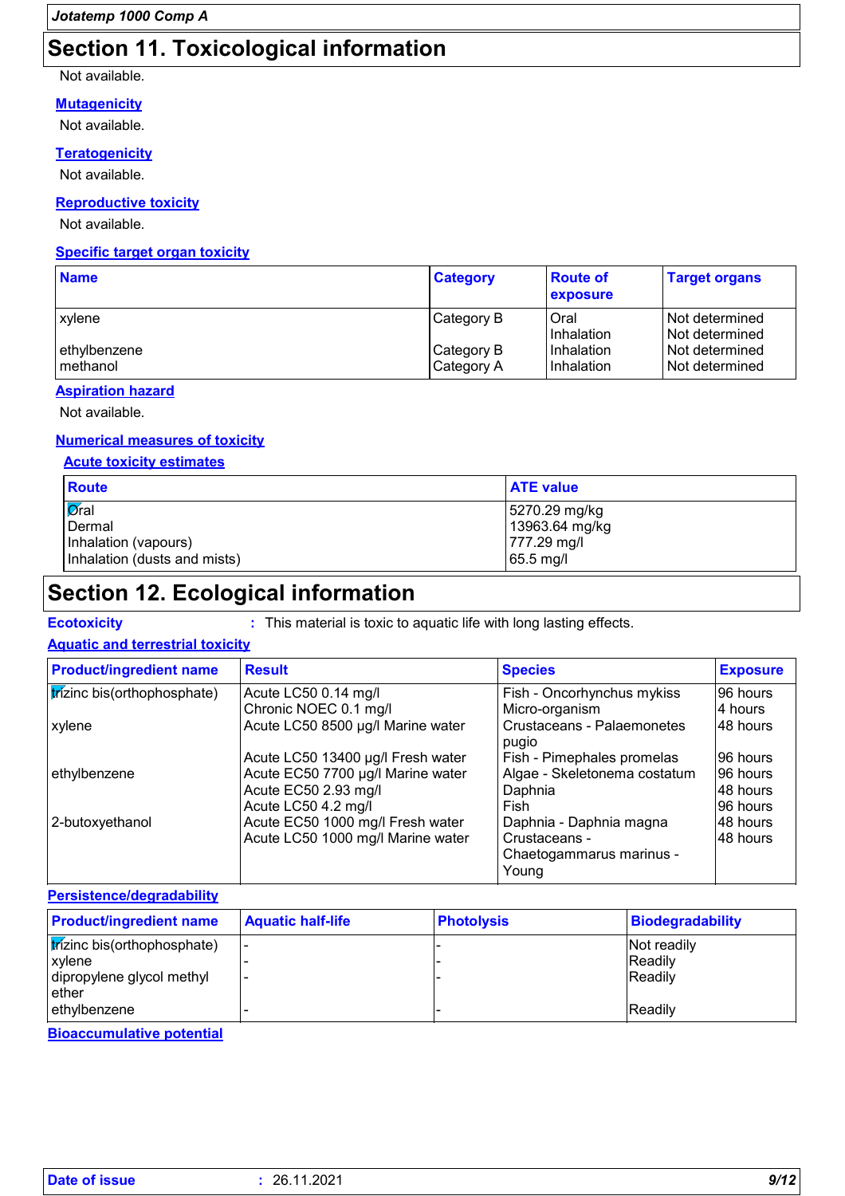## Section 11. Toxicological information

Not available.

**Mutagenicity**

Not available.

**Teratogenicity**

Not available.

**Reproductive toxicity**

Not available.

**Specific target organ toxicity**

| Name | Category | Route of exposure | Target organs |
|---|---|---|---|
| xylene | Category B | Oral | Not determined |
| | | Inhalation | Not determined |
| ethylbenzene | Category B | Inhalation | Not determined |
| methanol | Category A | Inhalation | Not determined |

**Aspiration hazard**

Not available.

**Numerical measures of toxicity**

**Acute toxicity estimates**

| Route | ATE value |
|---|---|
| Oral | 5270.29 mg/kg |
| Dermal | 13963.64 mg/kg |
| Inhalation (vapours) | 777.29 mg/l |
| Inhalation (dusts and mists) | 65.5 mg/l |

## Section 12. Ecological information

**Ecotoxicity** : This material is toxic to aquatic life with long lasting effects.

**Aquatic and terrestrial toxicity**

| Product/ingredient name | Result | Species | Exposure |
|---|---|---|---|
| trizinc bis(orthophosphate) | Acute LC50 0.14 mg/l | Fish - Oncorhynchus mykiss | 96 hours |
| | Chronic NOEC 0.1 mg/l | Micro-organism | 4 hours |
| xylene | Acute LC50 8500 µg/l Marine water | Crustaceans - Palaemonetes pugio | 48 hours |
| | Acute LC50 13400 µg/l Fresh water | Fish - Pimephales promelas | 96 hours |
| ethylbenzene | Acute EC50 7700 µg/l Marine water | Algae - Skeletonema costatum | 96 hours |
| | Acute EC50 2.93 mg/l | Daphnia | 48 hours |
| | Acute LC50 4.2 mg/l | Fish | 96 hours |
| 2-butoxyethanol | Acute EC50 1000 mg/l Fresh water | Daphnia - Daphnia magna | 48 hours |
| | Acute LC50 1000 mg/l Marine water | Crustaceans - Chaetogammarus marinus - Young | 48 hours |

**Persistence/degradability**

| Product/ingredient name | Aquatic half-life | Photolysis | Biodegradability |
|---|---|---|---|
| trizinc bis(orthophosphate) | - | - | Not readily |
| xylene | - | - | Readily |
| dipropylene glycol methyl ether | - | - | Readily |
| ethylbenzene | - | - | Readily |

**Bioaccumulative potential**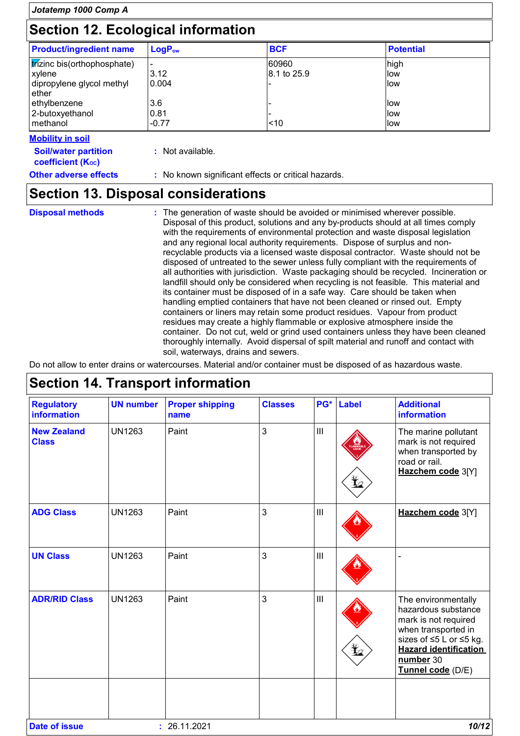## Section 12. Ecological information

| Product/ingredient name | $LogP_{ow}$ | BCF | Potential |
|---|---|---|---|
| trizinc bis(orthophosphate) | - | 60960 | high |
| xylene | 3.12 | 8.1 to 25.9 | low |
| dipropylene glycol methyl ether | 0.004 | - | low |
| ethylbenzene | 3.6 | - | low |
| 2-butoxyethanol | 0.81 | - | low |
| methanol | -0.77 | <10 | low |

**Mobility in soil**

**Soil/water partition coefficient ($K_{OC}$)** : Not available.

**Other adverse effects** : No known significant effects or critical hazards.

## Section 13. Disposal considerations

**Disposal methods** : The generation of waste should be avoided or minimised wherever possible. Disposal of this product, solutions and any by-products should at all times comply with the requirements of environmental protection and waste disposal legislation and any regional local authority requirements. Dispose of surplus and non-recyclable products via a licensed waste disposal contractor. Waste should not be disposed of untreated to the sewer unless fully compliant with the requirements of all authorities with jurisdiction. Waste packaging should be recycled. Incineration or landfill should only be considered when recycling is not feasible. This material and its container must be disposed of in a safe way. Care should be taken when handling emptied containers that have not been cleaned or rinsed out. Empty containers or liners may retain some product residues. Vapour from product residues may create a highly flammable or explosive atmosphere inside the container. Do not cut, weld or grind used containers unless they have been cleaned thoroughly internally. Avoid dispersal of spilt material and runoff and contact with soil, waterways, drains and sewers.

Do not allow to enter drains or watercourses. Material and/or container must be disposed of as hazardous waste.

## Section 14. Transport information

| Regulatory information | UN number | Proper shipping name | Classes | PG* | Label | Additional information |
|---|---|---|---|---|---|---|
| New Zealand Class | UN1263 | Paint | 3 | III | | The marine pollutant mark is not required when transported by road or rail. **Hazchem code** 3[Y] |
| ADG Class | UN1263 | Paint | 3 | III | | **Hazchem code** 3[Y] |
| UN Class | UN1263 | Paint | 3 | III | | - |
| ADR/RID Class | UN1263 | Paint | 3 | III | | The environmentally hazardous substance mark is not required when transported in sizes of ≤5 L or ≤5 kg. **Hazard identification number** 30 **Tunnel code** (D/E) |

**Date of issue** : 26.11.2021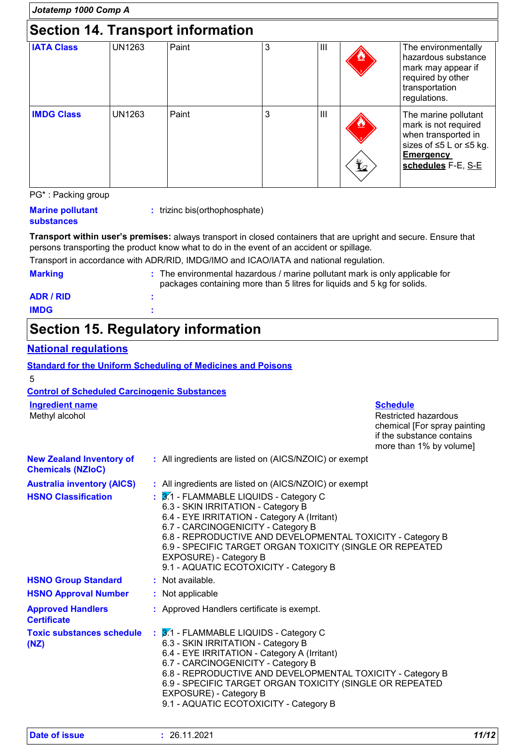Jotatemp 1000 Comp A

# Section 14. Transport information

| | | | | | | |
|---|---|---|---|---|---|---|
| **IATA Class** | UN1263 | Paint | 3 | III | | The environmentally hazardous substance mark may appear if required by other transportation regulations. |
| **IMDG Class** | UN1263 | Paint | 3 | III | | The marine pollutant mark is not required when transported in sizes of ≤5 L or ≤5 kg. **Emergency schedules** F-E, S-E |

PG* : Packing group

**Marine pollutant substances** : trizinc bis(orthophosphate)

**Transport within user's premises:** always transport in closed containers that are upright and secure. Ensure that persons transporting the product know what to do in the event of an accident or spillage.

Transport in accordance with ADR/RID, IMDG/IMO and ICAO/IATA and national regulation.

**Marking** : The environmental hazardous / marine pollutant mark is only applicable for packages containing more than 5 litres for liquids and 5 kg for solids.

**ADR / RID** :

**IMDG** :

# Section 15. Regulatory information

## National regulations

**Standard for the Uniform Scheduling of Medicines and Poisons**

5

**Control of Scheduled Carcinogenic Substances**

| Ingredient name | Schedule |
|---|---|
| Methyl alcohol | Restricted hazardous chemical [For spray painting if the substance contains more than 1% by volume] |

**New Zealand Inventory of Chemicals (NZIoC)** : All ingredients are listed on (AICS/NZOIC) or exempt

**Australia inventory (AICS)** : All ingredients are listed on (AICS/NZOIC) or exempt

**HSNO Classification** :
3.1 - FLAMMABLE LIQUIDS - Category C
6.3 - SKIN IRRITATION - Category B
6.4 - EYE IRRITATION - Category A (Irritant)
6.7 - CARCINOGENICITY - Category B
6.8 - REPRODUCTIVE AND DEVELOPMENTAL TOXICITY - Category B
6.9 - SPECIFIC TARGET ORGAN TOXICITY (SINGLE OR REPEATED EXPOSURE) - Category B
9.1 - AQUATIC ECOTOXICITY - Category B

**HSNO Group Standard** : Not available.

**HSNO Approval Number** : Not applicable

**Approved Handlers Certificate** : Approved Handlers certificate is exempt.

**Toxic substances schedule (NZ)** :
3.1 - FLAMMABLE LIQUIDS - Category C
6.3 - SKIN IRRITATION - Category B
6.4 - EYE IRRITATION - Category A (Irritant)
6.7 - CARCINOGENICITY - Category B
6.8 - REPRODUCTIVE AND DEVELOPMENTAL TOXICITY - Category B
6.9 - SPECIFIC TARGET ORGAN TOXICITY (SINGLE OR REPEATED EXPOSURE) - Category B
9.1 - AQUATIC ECOTOXICITY - Category B

**Date of issue** : 26.11.2021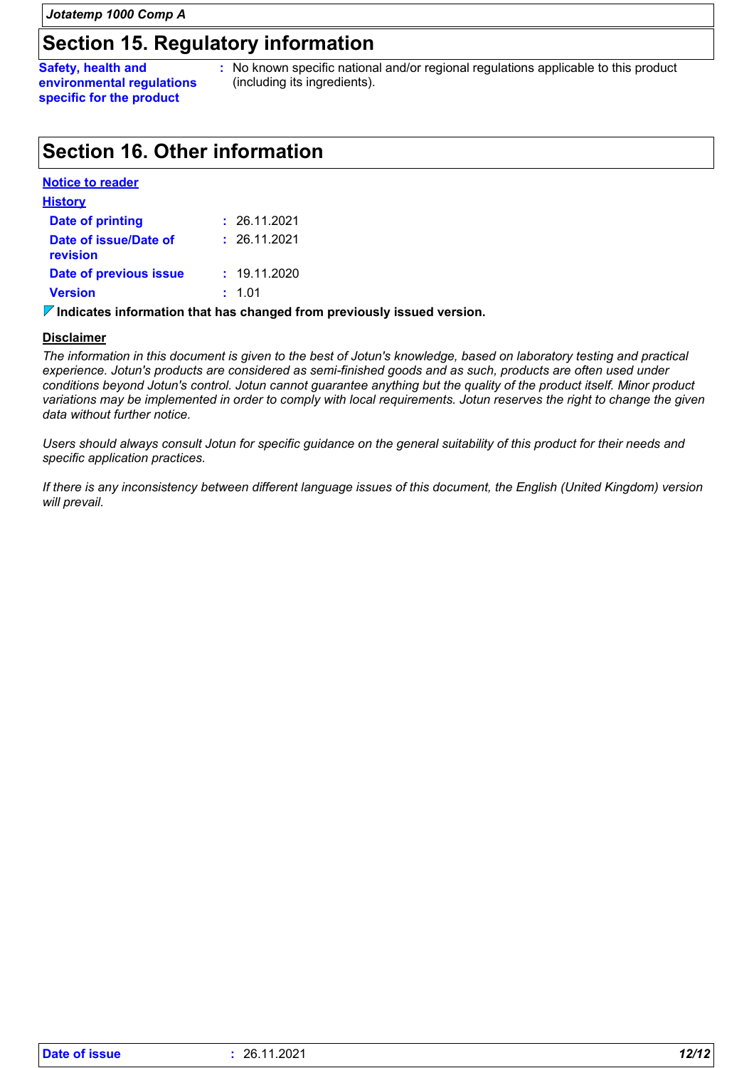## Section 15. Regulatory information

**Safety, health and environmental regulations specific for the product** : No known specific national and/or regional regulations applicable to this product (including its ingredients).

## Section 16. Other information

**Notice to reader**

**History**

| | | |
|---|---|---|
| **Date of printing** | : | 26.11.2021 |
| **Date of issue/Date of revision** | : | 26.11.2021 |
| **Date of previous issue** | : | 19.11.2020 |
| **Version** | : | 1.01 |

**Indicates information that has changed from previously issued version.**

**Disclaimer**

*The information in this document is given to the best of Jotun's knowledge, based on laboratory testing and practical experience. Jotun's products are considered as semi-finished goods and as such, products are often used under conditions beyond Jotun's control. Jotun cannot guarantee anything but the quality of the product itself. Minor product variations may be implemented in order to comply with local requirements. Jotun reserves the right to change the given data without further notice.*

*Users should always consult Jotun for specific guidance on the general suitability of this product for their needs and specific application practices.*

*If there is any inconsistency between different language issues of this document, the English (United Kingdom) version will prevail.*